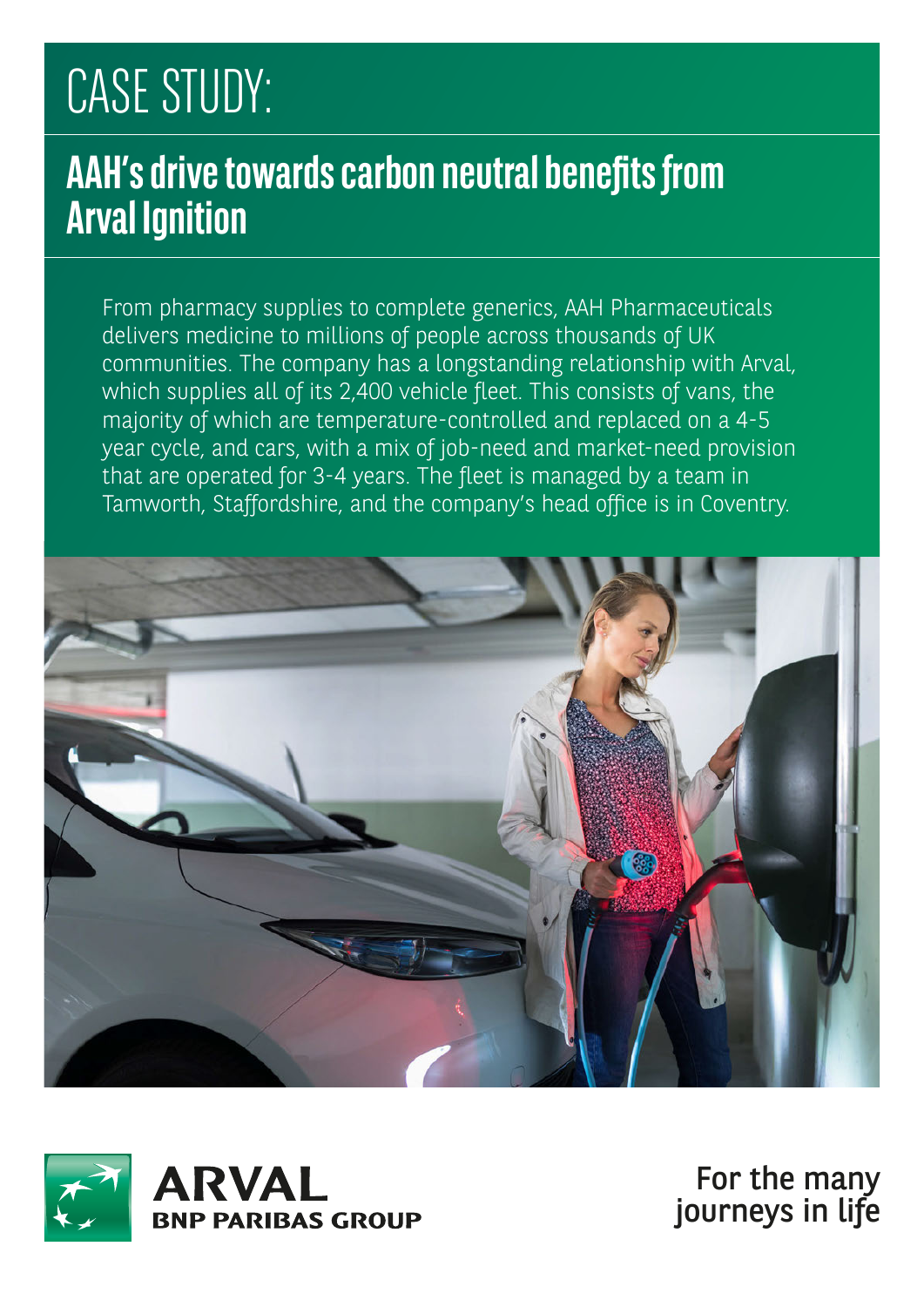# CASE STUDY:

## AAH's drive towards carbon neutral benefits from Arval Ignition

From pharmacy supplies to complete generics, AAH Pharmaceuticals delivers medicine to millions of people across thousands of UK communities. The company has a longstanding relationship with Arval, which supplies all of its 2,400 vehicle fleet. This consists of vans, the majority of which are temperature-controlled and replaced on a 4-5 year cycle, and cars, with a mix of job-need and market-need provision that are operated for 3-4 years. The fleet is managed by a team in Tamworth, Staffordshire, and the company's head office is in Coventry.

ARVAL
BNP PARIBAS GROUP

For the many journeys in life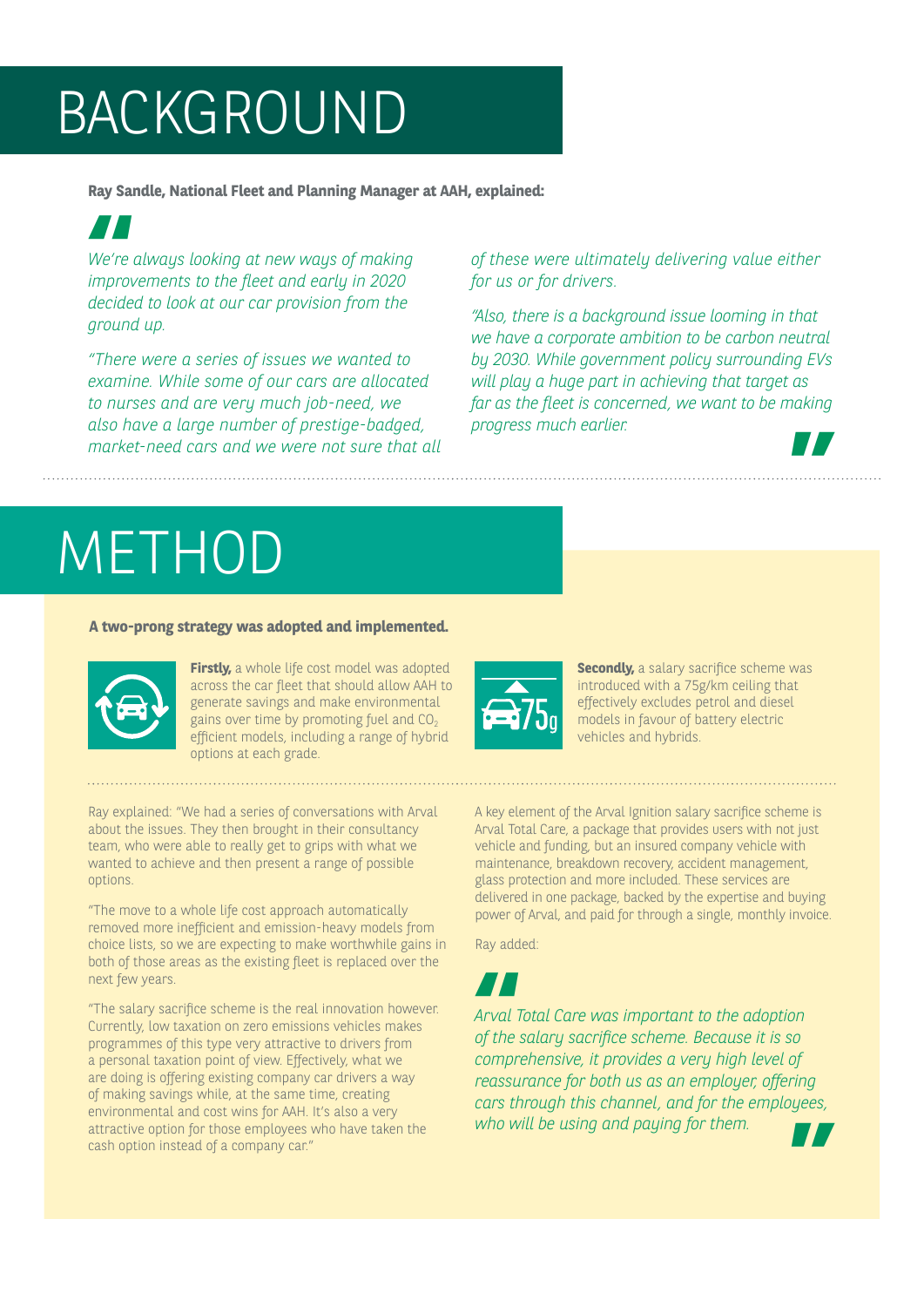# BACKGROUND

**Ray Sandle, National Fleet and Planning Manager at AAH, explained:**

> *We're always looking at new ways of making improvements to the fleet and early in 2020 decided to look at our car provision from the ground up.*
>
> *"There were a series of issues we wanted to examine. While some of our cars are allocated to nurses and are very much job-need, we also have a large number of prestige-badged, market-need cars and we were not sure that all of these were ultimately delivering value either for us or for drivers.*
>
> *"Also, there is a background issue looming in that we have a corporate ambition to be carbon neutral by 2030. While government policy surrounding EVs will play a huge part in achieving that target as far as the fleet is concerned, we want to be making progress much earlier.*

# METHOD

**A two-prong strategy was adopted and implemented.**

**Firstly,** a whole life cost model was adopted across the car fleet that should allow AAH to generate savings and make environmental gains over time by promoting fuel and $CO_2$ efficient models, including a range of hybrid options at each grade.

**Secondly,** a salary sacrifice scheme was introduced with a 75g/km ceiling that effectively excludes petrol and diesel models in favour of battery electric vehicles and hybrids.

Ray explained: "We had a series of conversations with Arval about the issues. They then brought in their consultancy team, who were able to really get to grips with what we wanted to achieve and then present a range of possible options.

"The move to a whole life cost approach automatically removed more inefficient and emission-heavy models from choice lists, so we are expecting to make worthwhile gains in both of those areas as the existing fleet is replaced over the next few years.

"The salary sacrifice scheme is the real innovation however. Currently, low taxation on zero emissions vehicles makes programmes of this type very attractive to drivers from a personal taxation point of view. Effectively, what we are doing is offering existing company car drivers a way of making savings while, at the same time, creating environmental and cost wins for AAH. It's also a very attractive option for those employees who have taken the cash option instead of a company car."

A key element of the Arval Ignition salary sacrifice scheme is Arval Total Care, a package that provides users with not just vehicle and funding, but an insured company vehicle with maintenance, breakdown recovery, accident management, glass protection and more included. These services are delivered in one package, backed by the expertise and buying power of Arval, and paid for through a single, monthly invoice.

Ray added:

> *Arval Total Care was important to the adoption of the salary sacrifice scheme. Because it is so comprehensive, it provides a very high level of reassurance for both us as an employer, offering cars through this channel, and for the employees, who will be using and paying for them.*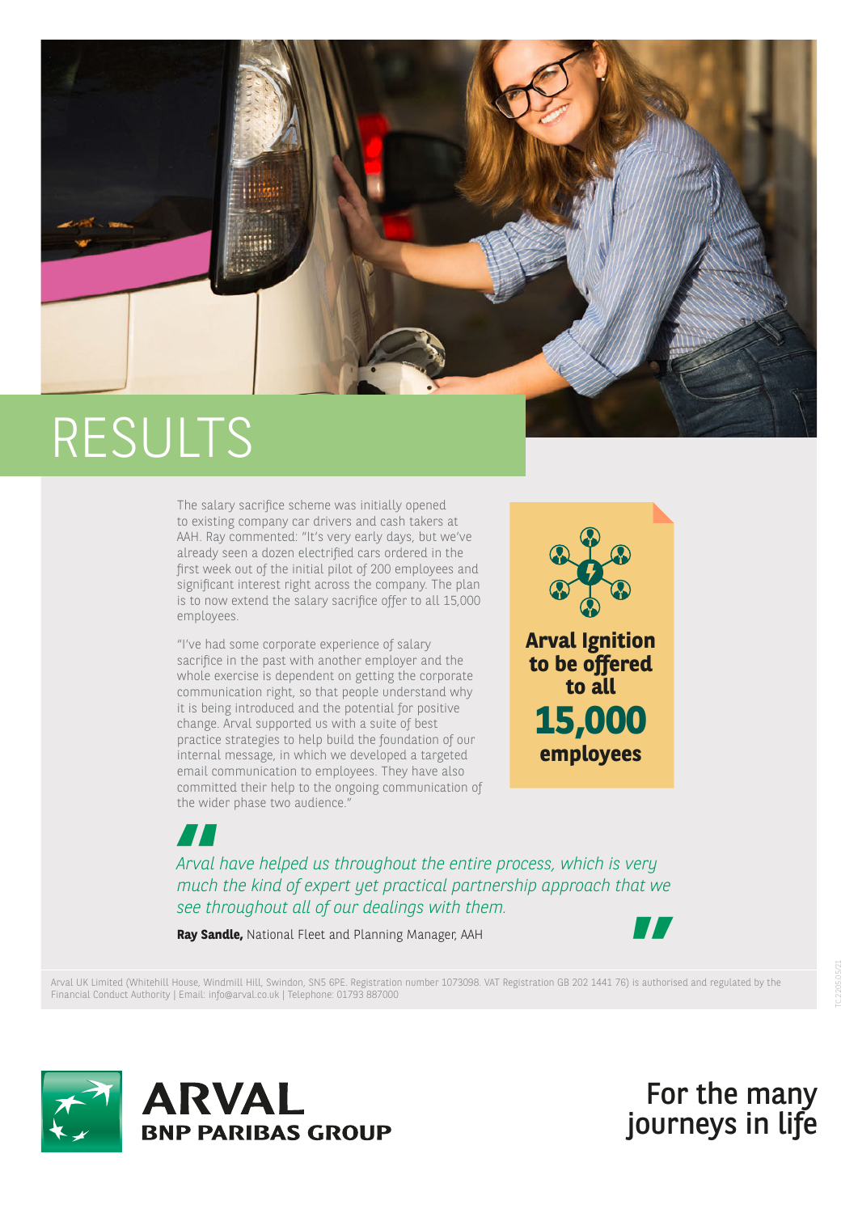# RESULTS

The salary sacrifice scheme was initially opened to existing company car drivers and cash takers at AAH. Ray commented: "It's very early days, but we've already seen a dozen electrified cars ordered in the first week out of the initial pilot of 200 employees and significant interest right across the company. The plan is to now extend the salary sacrifice offer to all 15,000 employees.

"I've had some corporate experience of salary sacrifice in the past with another employer and the whole exercise is dependent on getting the corporate communication right, so that people understand why it is being introduced and the potential for positive change. Arval supported us with a suite of best practice strategies to help build the foundation of our internal message, in which we developed a targeted email communication to employees. They have also committed their help to the ongoing communication of the wider phase two audience."

**Arval Ignition to be offered to all**
**15,000**
**employees**

*Arval have helped us throughout the entire process, which is very much the kind of expert yet practical partnership approach that we see throughout all of our dealings with them.*

**Ray Sandle,** National Fleet and Planning Manager, AAH

Arval UK Limited (Whitehill House, Windmill Hill, Swindon, SN5 6PE. Registration number 1073098. VAT Registration GB 202 1441 76) is authorised and regulated by the Financial Conduct Authority | Email: info@arval.co.uk | Telephone: 01793 887000

ARVAL
BNP PARIBAS GROUP

For the many journeys in life